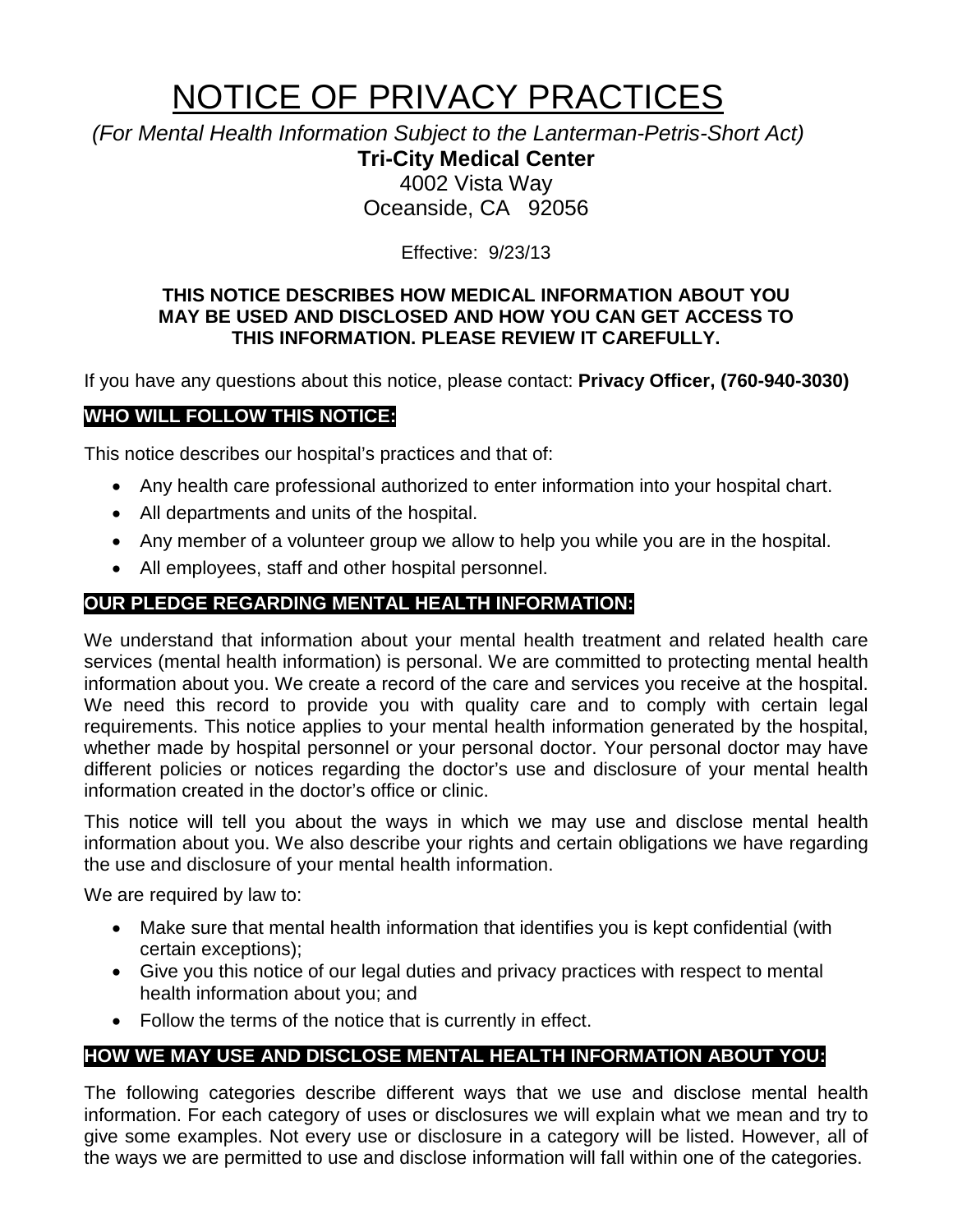# NOTICE OF PRIVACY PRACTICES

*(For Mental Health Information Subject to the Lanterman-Petris-Short Act)*

**Tri-City Medical Center**
4002 Vista Way
Oceanside, CA 92056

Effective: 9/23/13

**THIS NOTICE DESCRIBES HOW MEDICAL INFORMATION ABOUT YOU MAY BE USED AND DISCLOSED AND HOW YOU CAN GET ACCESS TO THIS INFORMATION. PLEASE REVIEW IT CAREFULLY.**

If you have any questions about this notice, please contact: **Privacy Officer, (760-940-3030)**

## WHO WILL FOLLOW THIS NOTICE:

This notice describes our hospital's practices and that of:

- Any health care professional authorized to enter information into your hospital chart.
- All departments and units of the hospital.
- Any member of a volunteer group we allow to help you while you are in the hospital.
- All employees, staff and other hospital personnel.

## OUR PLEDGE REGARDING MENTAL HEALTH INFORMATION:

We understand that information about your mental health treatment and related health care services (mental health information) is personal. We are committed to protecting mental health information about you. We create a record of the care and services you receive at the hospital. We need this record to provide you with quality care and to comply with certain legal requirements. This notice applies to your mental health information generated by the hospital, whether made by hospital personnel or your personal doctor. Your personal doctor may have different policies or notices regarding the doctor's use and disclosure of your mental health information created in the doctor's office or clinic.

This notice will tell you about the ways in which we may use and disclose mental health information about you. We also describe your rights and certain obligations we have regarding the use and disclosure of your mental health information.

We are required by law to:

- Make sure that mental health information that identifies you is kept confidential (with certain exceptions);
- Give you this notice of our legal duties and privacy practices with respect to mental health information about you; and
- Follow the terms of the notice that is currently in effect.

## HOW WE MAY USE AND DISCLOSE MENTAL HEALTH INFORMATION ABOUT YOU:

The following categories describe different ways that we use and disclose mental health information. For each category of uses or disclosures we will explain what we mean and try to give some examples. Not every use or disclosure in a category will be listed. However, all of the ways we are permitted to use and disclose information will fall within one of the categories.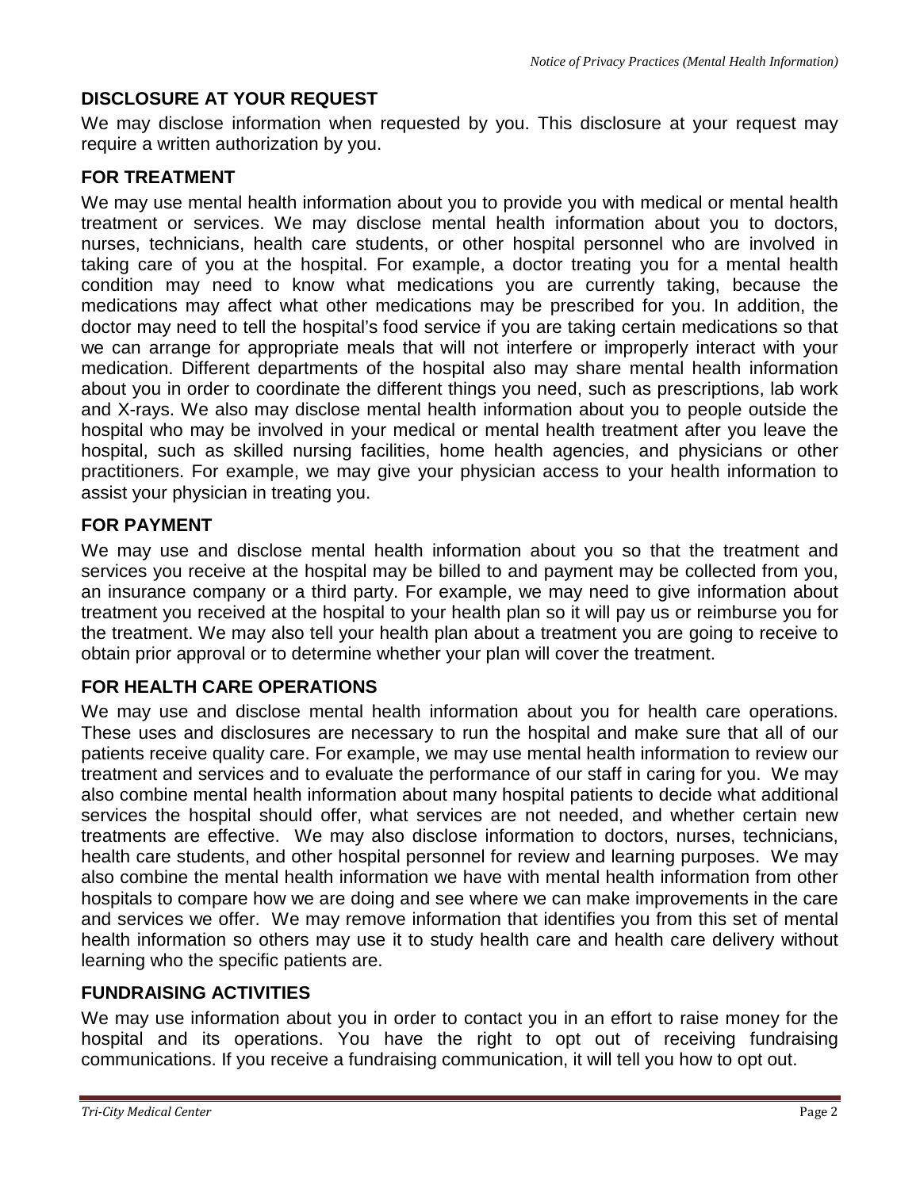## DISCLOSURE AT YOUR REQUEST

We may disclose information when requested by you. This disclosure at your request may require a written authorization by you.

## FOR TREATMENT

We may use mental health information about you to provide you with medical or mental health treatment or services. We may disclose mental health information about you to doctors, nurses, technicians, health care students, or other hospital personnel who are involved in taking care of you at the hospital. For example, a doctor treating you for a mental health condition may need to know what medications you are currently taking, because the medications may affect what other medications may be prescribed for you. In addition, the doctor may need to tell the hospital's food service if you are taking certain medications so that we can arrange for appropriate meals that will not interfere or improperly interact with your medication. Different departments of the hospital also may share mental health information about you in order to coordinate the different things you need, such as prescriptions, lab work and X-rays. We also may disclose mental health information about you to people outside the hospital who may be involved in your medical or mental health treatment after you leave the hospital, such as skilled nursing facilities, home health agencies, and physicians or other practitioners. For example, we may give your physician access to your health information to assist your physician in treating you.

## FOR PAYMENT

We may use and disclose mental health information about you so that the treatment and services you receive at the hospital may be billed to and payment may be collected from you, an insurance company or a third party. For example, we may need to give information about treatment you received at the hospital to your health plan so it will pay us or reimburse you for the treatment. We may also tell your health plan about a treatment you are going to receive to obtain prior approval or to determine whether your plan will cover the treatment.

## FOR HEALTH CARE OPERATIONS

We may use and disclose mental health information about you for health care operations. These uses and disclosures are necessary to run the hospital and make sure that all of our patients receive quality care. For example, we may use mental health information to review our treatment and services and to evaluate the performance of our staff in caring for you. We may also combine mental health information about many hospital patients to decide what additional services the hospital should offer, what services are not needed, and whether certain new treatments are effective. We may also disclose information to doctors, nurses, technicians, health care students, and other hospital personnel for review and learning purposes. We may also combine the mental health information we have with mental health information from other hospitals to compare how we are doing and see where we can make improvements in the care and services we offer. We may remove information that identifies you from this set of mental health information so others may use it to study health care and health care delivery without learning who the specific patients are.

## FUNDRAISING ACTIVITIES

We may use information about you in order to contact you in an effort to raise money for the hospital and its operations. You have the right to opt out of receiving fundraising communications. If you receive a fundraising communication, it will tell you how to opt out.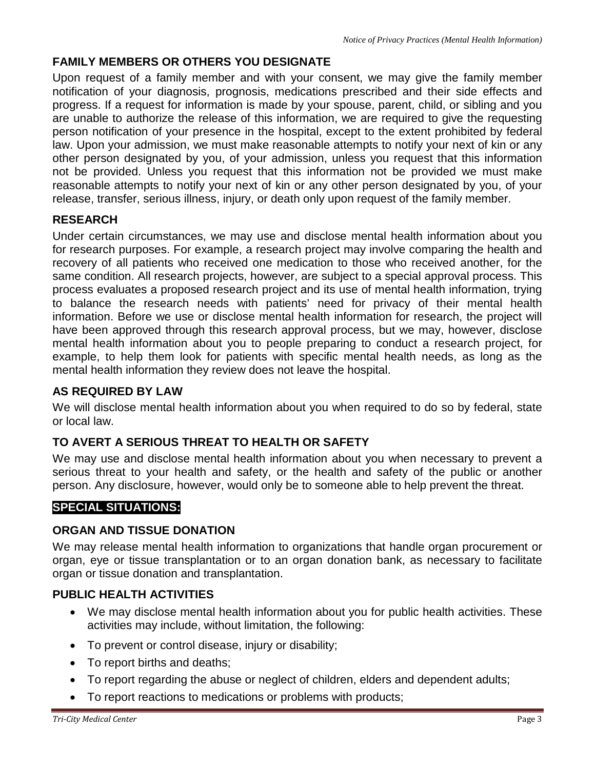## FAMILY MEMBERS OR OTHERS YOU DESIGNATE

Upon request of a family member and with your consent, we may give the family member notification of your diagnosis, prognosis, medications prescribed and their side effects and progress. If a request for information is made by your spouse, parent, child, or sibling and you are unable to authorize the release of this information, we are required to give the requesting person notification of your presence in the hospital, except to the extent prohibited by federal law. Upon your admission, we must make reasonable attempts to notify your next of kin or any other person designated by you, of your admission, unless you request that this information not be provided. Unless you request that this information not be provided we must make reasonable attempts to notify your next of kin or any other person designated by you, of your release, transfer, serious illness, injury, or death only upon request of the family member.

## RESEARCH

Under certain circumstances, we may use and disclose mental health information about you for research purposes. For example, a research project may involve comparing the health and recovery of all patients who received one medication to those who received another, for the same condition. All research projects, however, are subject to a special approval process. This process evaluates a proposed research project and its use of mental health information, trying to balance the research needs with patients' need for privacy of their mental health information. Before we use or disclose mental health information for research, the project will have been approved through this research approval process, but we may, however, disclose mental health information about you to people preparing to conduct a research project, for example, to help them look for patients with specific mental health needs, as long as the mental health information they review does not leave the hospital.

## AS REQUIRED BY LAW

We will disclose mental health information about you when required to do so by federal, state or local law.

## TO AVERT A SERIOUS THREAT TO HEALTH OR SAFETY

We may use and disclose mental health information about you when necessary to prevent a serious threat to your health and safety, or the health and safety of the public or another person. Any disclosure, however, would only be to someone able to help prevent the threat.

# SPECIAL SITUATIONS:

## ORGAN AND TISSUE DONATION

We may release mental health information to organizations that handle organ procurement or organ, eye or tissue transplantation or to an organ donation bank, as necessary to facilitate organ or tissue donation and transplantation.

## PUBLIC HEALTH ACTIVITIES

- We may disclose mental health information about you for public health activities. These activities may include, without limitation, the following:
- To prevent or control disease, injury or disability;
- To report births and deaths;
- To report regarding the abuse or neglect of children, elders and dependent adults;
- To report reactions to medications or problems with products;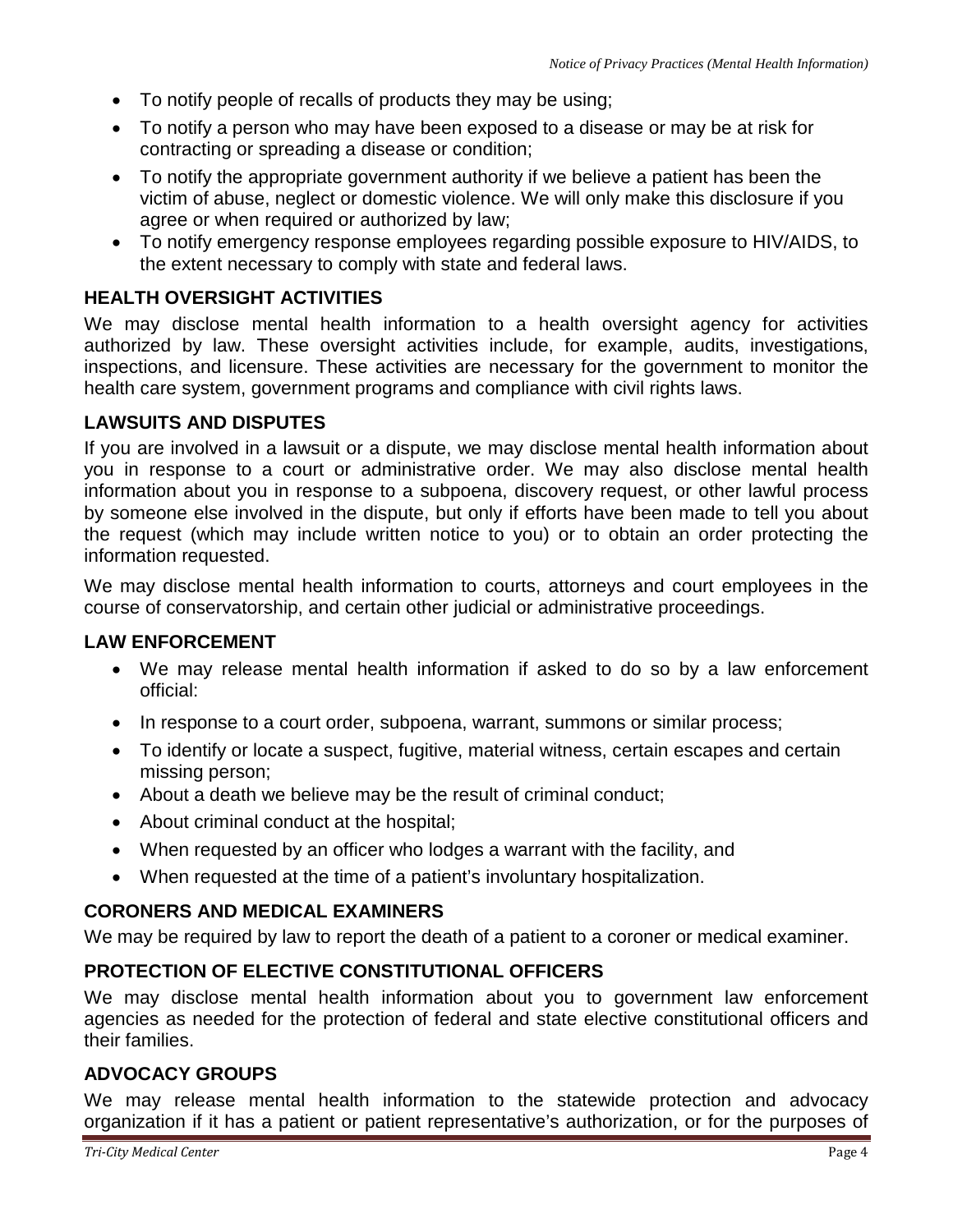- To notify people of recalls of products they may be using;
- To notify a person who may have been exposed to a disease or may be at risk for contracting or spreading a disease or condition;
- To notify the appropriate government authority if we believe a patient has been the victim of abuse, neglect or domestic violence. We will only make this disclosure if you agree or when required or authorized by law;
- To notify emergency response employees regarding possible exposure to HIV/AIDS, to the extent necessary to comply with state and federal laws.

## HEALTH OVERSIGHT ACTIVITIES

We may disclose mental health information to a health oversight agency for activities authorized by law. These oversight activities include, for example, audits, investigations, inspections, and licensure. These activities are necessary for the government to monitor the health care system, government programs and compliance with civil rights laws.

## LAWSUITS AND DISPUTES

If you are involved in a lawsuit or a dispute, we may disclose mental health information about you in response to a court or administrative order. We may also disclose mental health information about you in response to a subpoena, discovery request, or other lawful process by someone else involved in the dispute, but only if efforts have been made to tell you about the request (which may include written notice to you) or to obtain an order protecting the information requested.

We may disclose mental health information to courts, attorneys and court employees in the course of conservatorship, and certain other judicial or administrative proceedings.

## LAW ENFORCEMENT

- We may release mental health information if asked to do so by a law enforcement official:
- In response to a court order, subpoena, warrant, summons or similar process;
- To identify or locate a suspect, fugitive, material witness, certain escapes and certain missing person;
- About a death we believe may be the result of criminal conduct;
- About criminal conduct at the hospital;
- When requested by an officer who lodges a warrant with the facility, and
- When requested at the time of a patient's involuntary hospitalization.

## CORONERS AND MEDICAL EXAMINERS

We may be required by law to report the death of a patient to a coroner or medical examiner.

## PROTECTION OF ELECTIVE CONSTITUTIONAL OFFICERS

We may disclose mental health information about you to government law enforcement agencies as needed for the protection of federal and state elective constitutional officers and their families.

## ADVOCACY GROUPS

We may release mental health information to the statewide protection and advocacy organization if it has a patient or patient representative's authorization, or for the purposes of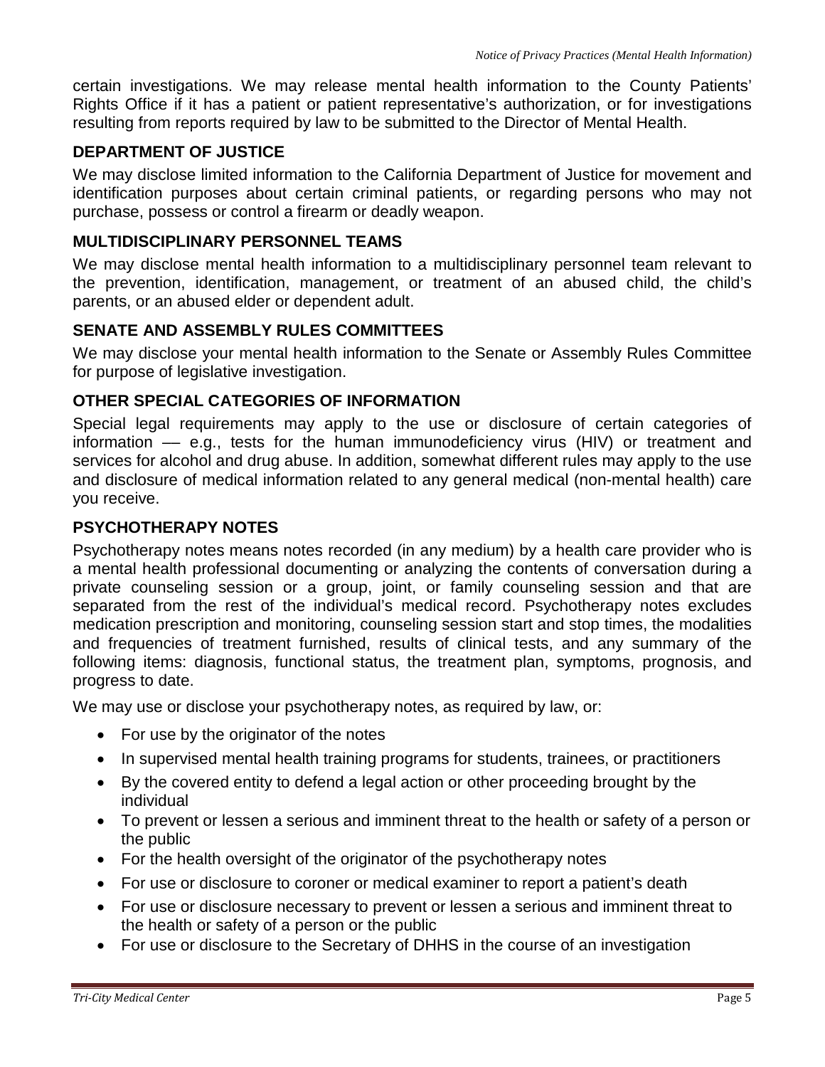certain investigations. We may release mental health information to the County Patients' Rights Office if it has a patient or patient representative's authorization, or for investigations resulting from reports required by law to be submitted to the Director of Mental Health.

## DEPARTMENT OF JUSTICE

We may disclose limited information to the California Department of Justice for movement and identification purposes about certain criminal patients, or regarding persons who may not purchase, possess or control a firearm or deadly weapon.

## MULTIDISCIPLINARY PERSONNEL TEAMS

We may disclose mental health information to a multidisciplinary personnel team relevant to the prevention, identification, management, or treatment of an abused child, the child's parents, or an abused elder or dependent adult.

## SENATE AND ASSEMBLY RULES COMMITTEES

We may disclose your mental health information to the Senate or Assembly Rules Committee for purpose of legislative investigation.

## OTHER SPECIAL CATEGORIES OF INFORMATION

Special legal requirements may apply to the use or disclosure of certain categories of information –– e.g., tests for the human immunodeficiency virus (HIV) or treatment and services for alcohol and drug abuse. In addition, somewhat different rules may apply to the use and disclosure of medical information related to any general medical (non-mental health) care you receive.

## PSYCHOTHERAPY NOTES

Psychotherapy notes means notes recorded (in any medium) by a health care provider who is a mental health professional documenting or analyzing the contents of conversation during a private counseling session or a group, joint, or family counseling session and that are separated from the rest of the individual's medical record. Psychotherapy notes excludes medication prescription and monitoring, counseling session start and stop times, the modalities and frequencies of treatment furnished, results of clinical tests, and any summary of the following items: diagnosis, functional status, the treatment plan, symptoms, prognosis, and progress to date.

We may use or disclose your psychotherapy notes, as required by law, or:

- For use by the originator of the notes
- In supervised mental health training programs for students, trainees, or practitioners
- By the covered entity to defend a legal action or other proceeding brought by the individual
- To prevent or lessen a serious and imminent threat to the health or safety of a person or the public
- For the health oversight of the originator of the psychotherapy notes
- For use or disclosure to coroner or medical examiner to report a patient's death
- For use or disclosure necessary to prevent or lessen a serious and imminent threat to the health or safety of a person or the public
- For use or disclosure to the Secretary of DHHS in the course of an investigation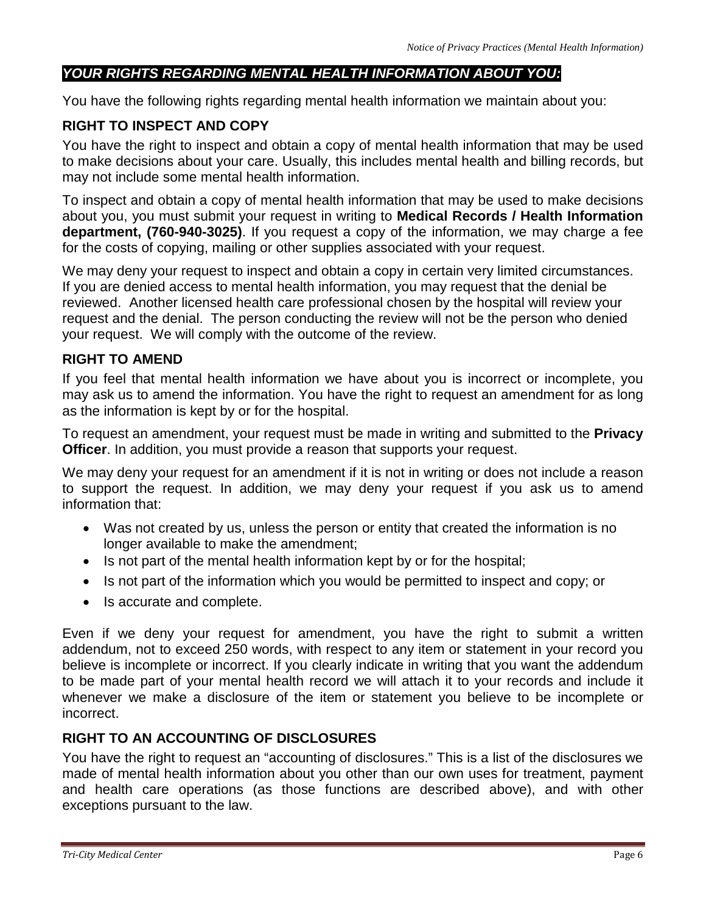## ***YOUR RIGHTS REGARDING MENTAL HEALTH INFORMATION ABOUT YOU:***

You have the following rights regarding mental health information we maintain about you:

### RIGHT TO INSPECT AND COPY

You have the right to inspect and obtain a copy of mental health information that may be used to make decisions about your care. Usually, this includes mental health and billing records, but may not include some mental health information.

To inspect and obtain a copy of mental health information that may be used to make decisions about you, you must submit your request in writing to **Medical Records / Health Information department, (760-940-3025)**. If you request a copy of the information, we may charge a fee for the costs of copying, mailing or other supplies associated with your request.

We may deny your request to inspect and obtain a copy in certain very limited circumstances. If you are denied access to mental health information, you may request that the denial be reviewed. Another licensed health care professional chosen by the hospital will review your request and the denial. The person conducting the review will not be the person who denied your request. We will comply with the outcome of the review.

### RIGHT TO AMEND

If you feel that mental health information we have about you is incorrect or incomplete, you may ask us to amend the information. You have the right to request an amendment for as long as the information is kept by or for the hospital.

To request an amendment, your request must be made in writing and submitted to the **Privacy Officer**. In addition, you must provide a reason that supports your request.

We may deny your request for an amendment if it is not in writing or does not include a reason to support the request. In addition, we may deny your request if you ask us to amend information that:

- Was not created by us, unless the person or entity that created the information is no longer available to make the amendment;
- Is not part of the mental health information kept by or for the hospital;
- Is not part of the information which you would be permitted to inspect and copy; or
- Is accurate and complete.

Even if we deny your request for amendment, you have the right to submit a written addendum, not to exceed 250 words, with respect to any item or statement in your record you believe is incomplete or incorrect. If you clearly indicate in writing that you want the addendum to be made part of your mental health record we will attach it to your records and include it whenever we make a disclosure of the item or statement you believe to be incomplete or incorrect.

### RIGHT TO AN ACCOUNTING OF DISCLOSURES

You have the right to request an "accounting of disclosures." This is a list of the disclosures we made of mental health information about you other than our own uses for treatment, payment and health care operations (as those functions are described above), and with other exceptions pursuant to the law.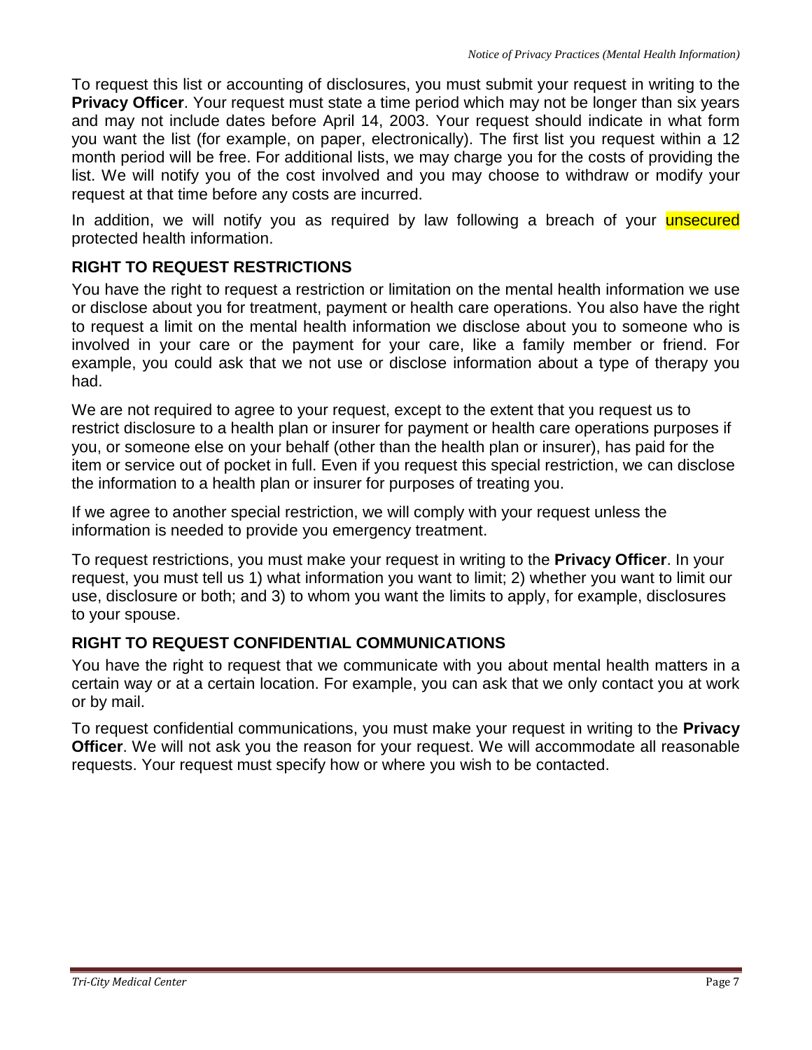To request this list or accounting of disclosures, you must submit your request in writing to the **Privacy Officer**. Your request must state a time period which may not be longer than six years and may not include dates before April 14, 2003. Your request should indicate in what form you want the list (for example, on paper, electronically). The first list you request within a 12 month period will be free. For additional lists, we may charge you for the costs of providing the list. We will notify you of the cost involved and you may choose to withdraw or modify your request at that time before any costs are incurred.

In addition, we will notify you as required by law following a breach of your unsecured protected health information.

## RIGHT TO REQUEST RESTRICTIONS

You have the right to request a restriction or limitation on the mental health information we use or disclose about you for treatment, payment or health care operations. You also have the right to request a limit on the mental health information we disclose about you to someone who is involved in your care or the payment for your care, like a family member or friend. For example, you could ask that we not use or disclose information about a type of therapy you had.

We are not required to agree to your request, except to the extent that you request us to restrict disclosure to a health plan or insurer for payment or health care operations purposes if you, or someone else on your behalf (other than the health plan or insurer), has paid for the item or service out of pocket in full. Even if you request this special restriction, we can disclose the information to a health plan or insurer for purposes of treating you.

If we agree to another special restriction, we will comply with your request unless the information is needed to provide you emergency treatment.

To request restrictions, you must make your request in writing to the **Privacy Officer**. In your request, you must tell us 1) what information you want to limit; 2) whether you want to limit our use, disclosure or both; and 3) to whom you want the limits to apply, for example, disclosures to your spouse.

## RIGHT TO REQUEST CONFIDENTIAL COMMUNICATIONS

You have the right to request that we communicate with you about mental health matters in a certain way or at a certain location. For example, you can ask that we only contact you at work or by mail.

To request confidential communications, you must make your request in writing to the **Privacy Officer**. We will not ask you the reason for your request. We will accommodate all reasonable requests. Your request must specify how or where you wish to be contacted.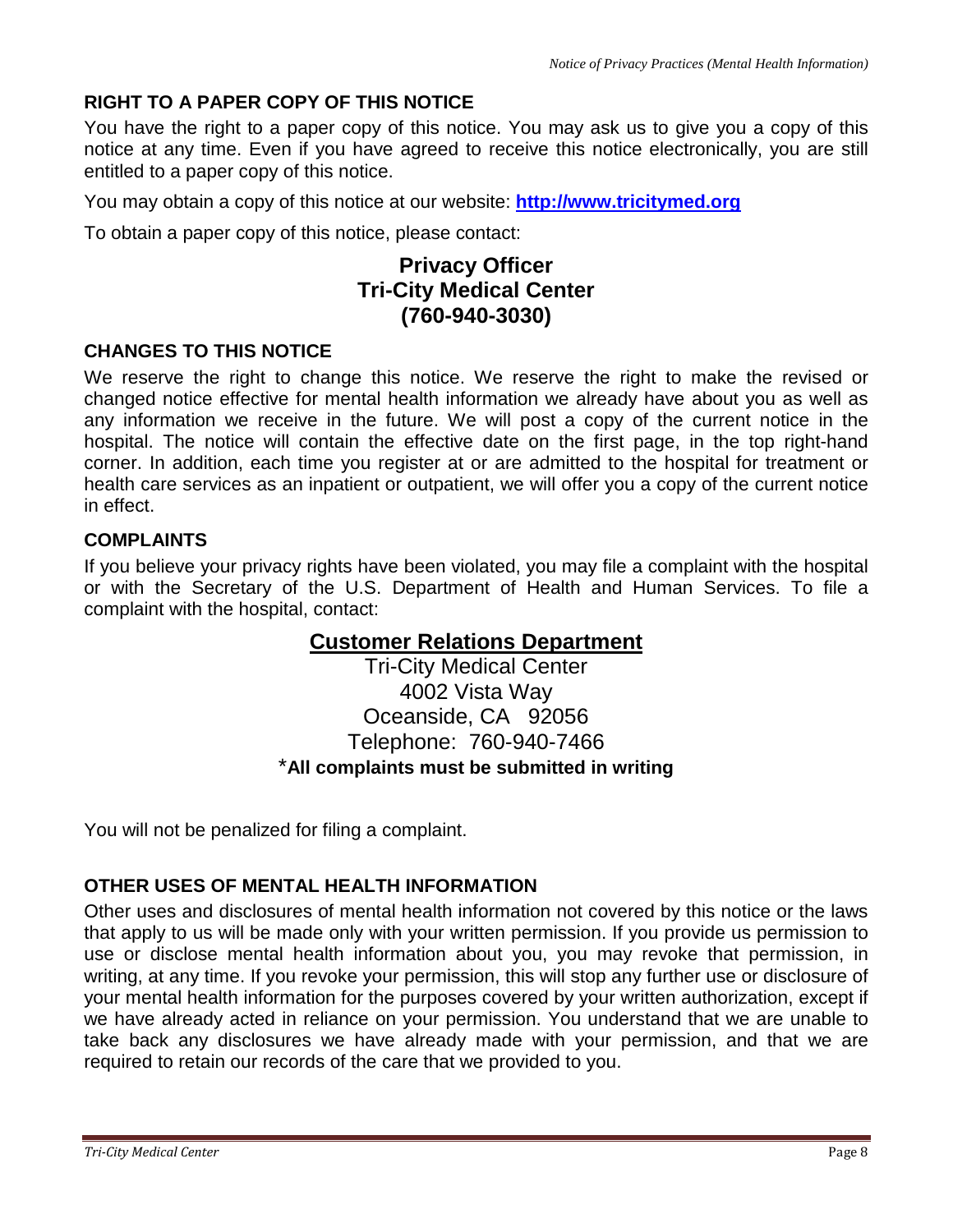## RIGHT TO A PAPER COPY OF THIS NOTICE

You have the right to a paper copy of this notice. You may ask us to give you a copy of this notice at any time. Even if you have agreed to receive this notice electronically, you are still entitled to a paper copy of this notice.

You may obtain a copy of this notice at our website: **[http://www.tricitymed.org](http://www.tricitymed.org)**

To obtain a paper copy of this notice, please contact:

**Privacy Officer**
**Tri-City Medical Center**
**(760-940-3030)**

## CHANGES TO THIS NOTICE

We reserve the right to change this notice. We reserve the right to make the revised or changed notice effective for mental health information we already have about you as well as any information we receive in the future. We will post a copy of the current notice in the hospital. The notice will contain the effective date on the first page, in the top right-hand corner. In addition, each time you register at or are admitted to the hospital for treatment or health care services as an inpatient or outpatient, we will offer you a copy of the current notice in effect.

## COMPLAINTS

If you believe your privacy rights have been violated, you may file a complaint with the hospital or with the Secretary of the U.S. Department of Health and Human Services. To file a complaint with the hospital, contact:

**Customer Relations Department**
Tri-City Medical Center
4002 Vista Way
Oceanside, CA 92056
Telephone: 760-940-7466
*All complaints must be submitted in writing

You will not be penalized for filing a complaint.

## OTHER USES OF MENTAL HEALTH INFORMATION

Other uses and disclosures of mental health information not covered by this notice or the laws that apply to us will be made only with your written permission. If you provide us permission to use or disclose mental health information about you, you may revoke that permission, in writing, at any time. If you revoke your permission, this will stop any further use or disclosure of your mental health information for the purposes covered by your written authorization, except if we have already acted in reliance on your permission. You understand that we are unable to take back any disclosures we have already made with your permission, and that we are required to retain our records of the care that we provided to you.